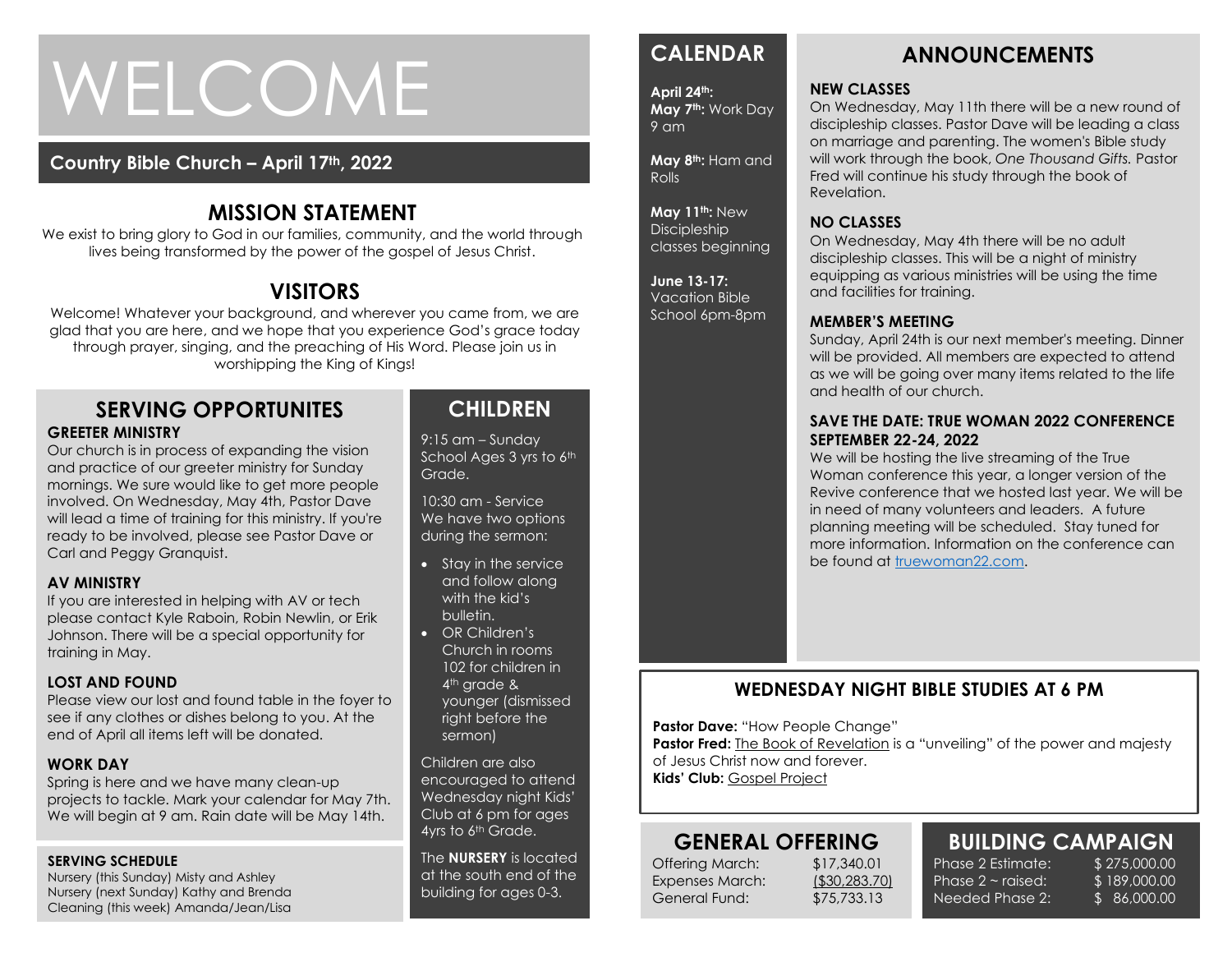# WELCOME

**Country Bible Church – April 17th, 2022**

## MISSION STATEMENT

We exist to bring glory to God in our families, community, and the world through lives being transformed by the power of the gospel of Jesus Christ.

## VISITORS

Welcome! Whatever your background, and wherever you came from, we are glad that you are here, and we hope that you experience God's grace today through prayer, singing, and the preaching of His Word. Please join us in worshipping the King of Kings!

## SERVING OPPORTUNITES

### GREETER MINISTRY

Our church is in process of expanding the vision and practice of our greeter ministry for Sunday mornings. We sure would like to get more people involved. On Wednesday, May 4th, Pastor Dave will lead a time of training for this ministry. If you're ready to be involved, please see Pastor Dave or Carl and Peggy Granquist.

### AV MINISTRY

If you are interested in helping with AV or tech please contact Kyle Raboin, Robin Newlin, or Erik Johnson. There will be a special opportunity for training in May.

### LOST AND FOUND

Please view our lost and found table in the foyer to see if any clothes or dishes belong to you. At the end of April all items left will be donated.

### WORK DAY

Spring is here and we have many clean-up projects to tackle. Mark your calendar for May 7th. We will begin at 9 am. Rain date will be May 14th.

### SERVING SCHEDULE

Nursery (this Sunday) Misty and Ashley
Nursery (next Sunday) Kathy and Brenda
Cleaning (this week) Amanda/Jean/Lisa

## CHILDREN

9:15 am – Sunday School Ages 3 yrs to 6th Grade.

10:30 am - Service
We have two options during the sermon:

- Stay in the service and follow along with the kid's bulletin.
- OR Children's Church in rooms 102 for children in 4th grade & younger (dismissed right before the sermon)

Children are also encouraged to attend Wednesday night Kids' Club at 6 pm for ages 4yrs to 6th Grade.

The **NURSERY** is located at the south end of the building for ages 0-3.

## CALENDAR

**April 24th:**
**May 7th:** Work Day 9 am

**May 8th:** Ham and Rolls

**May 11th:** New Discipleship classes beginning

**June 13-17:** Vacation Bible School 6pm-8pm

## ANNOUNCEMENTS

### NEW CLASSES

On Wednesday, May 11th there will be a new round of discipleship classes. Pastor Dave will be leading a class on marriage and parenting. The women's Bible study will work through the book, *One Thousand Gifts.* Pastor Fred will continue his study through the book of Revelation.

### NO CLASSES

On Wednesday, May 4th there will be no adult discipleship classes. This will be a night of ministry equipping as various ministries will be using the time and facilities for training.

### MEMBER'S MEETING

Sunday, April 24th is our next member's meeting. Dinner will be provided. All members are expected to attend as we will be going over many items related to the life and health of our church.

### SAVE THE DATE: TRUE WOMAN 2022 CONFERENCE SEPTEMBER 22-24, 2022

We will be hosting the live streaming of the True Woman conference this year, a longer version of the Revive conference that we hosted last year. We will be in need of many volunteers and leaders. A future planning meeting will be scheduled. Stay tuned for more information. Information on the conference can be found at truewoman22.com.

## WEDNESDAY NIGHT BIBLE STUDIES AT 6 PM

**Pastor Dave:** "How People Change"
**Pastor Fred:** The Book of Revelation is a "unveiling" of the power and majesty of Jesus Christ now and forever.
**Kids' Club:** Gospel Project

## GENERAL OFFERING

| | |
|---|---|
| Offering March: | $17,340.01 |
| Expenses March: | ($30,283.70) |
| General Fund: | $75,733.13 |

## BUILDING CAMPAIGN

| | |
|---|---|
| Phase 2 Estimate: | $ 275,000.00 |
| Phase 2 ~ raised: | $ 189,000.00 |
| Needed Phase 2: | $ 86,000.00 |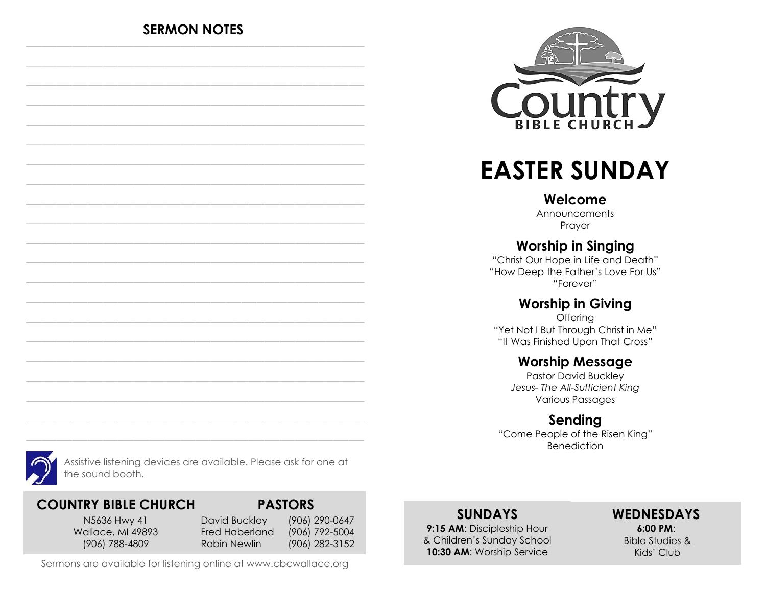## SERMON NOTES

Assistive listening devices are available. Please ask for one at the sound booth.

### COUNTRY BIBLE CHURCH

N5636 Hwy 41
Wallace, MI 49893
(906) 788-4809

### PASTORS

| | |
|---|---|
| David Buckley | (906) 290-0647 |
| Fred Haberland | (906) 792-5004 |
| Robin Newlin | (906) 282-3152 |

Sermons are available for listening online at www.cbcwallace.org

Country
BIBLE CHURCH

# EASTER SUNDAY

### Welcome

Announcements
Prayer

### Worship in Singing

"Christ Our Hope in Life and Death"
"How Deep the Father's Love For Us"
"Forever"

### Worship in Giving

Offering
"Yet Not I But Through Christ in Me"
"It Was Finished Upon That Cross"

### Worship Message

Pastor David Buckley
*Jesus- The All-Sufficient King*
Various Passages

### Sending

"Come People of the Risen King"
Benediction

### SUNDAYS

**9:15 AM**: Discipleship Hour & Children's Sunday School
**10:30 AM**: Worship Service

### WEDNESDAYS

**6:00 PM**:
Bible Studies & Kids' Club